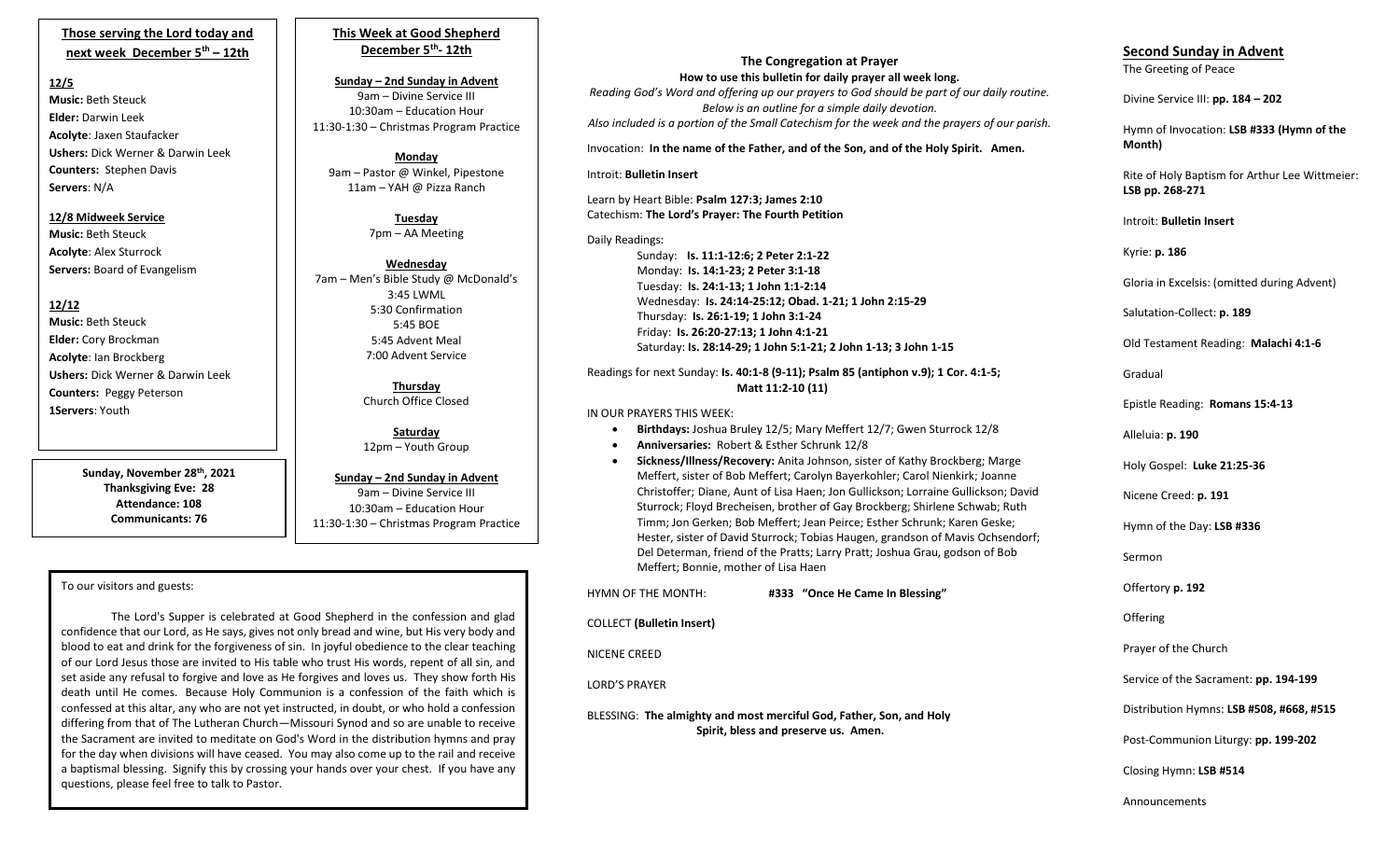## Those serving the Lord today and next week December 5th – 12th

**12/5**

**Music:** Beth Steuck
**Elder:** Darwin Leek
**Acolyte**: Jaxen Staufacker
**Ushers:** Dick Werner & Darwin Leek
**Counters:** Stephen Davis
**Servers**: N/A

**12/8 Midweek Service**

**Music:** Beth Steuck
**Acolyte**: Alex Sturrock
**Servers:** Board of Evangelism

**12/12**

**Music:** Beth Steuck
**Elder:** Cory Brockman
**Acolyte**: Ian Brockberg
**Ushers:** Dick Werner & Darwin Leek
**Counters:** Peggy Peterson
**1Servers**: Youth

**Sunday, November 28th, 2021**
**Thanksgiving Eve: 28**
**Attendance: 108**
**Communicants: 76**

## This Week at Good Shepherd December 5th- 12th

**Sunday – 2nd Sunday in Advent**
9am – Divine Service III
10:30am – Education Hour
11:30-1:30 – Christmas Program Practice

**Monday**
9am – Pastor @ Winkel, Pipestone
11am – YAH @ Pizza Ranch

**Tuesday**
7pm – AA Meeting

**Wednesday**
7am – Men's Bible Study @ McDonald's
3:45 LWML
5:30 Confirmation
5:45 BOE
5:45 Advent Meal
7:00 Advent Service

**Thursday**
Church Office Closed

**Saturday**
12pm – Youth Group

**Sunday – 2nd Sunday in Advent**
9am – Divine Service III
10:30am – Education Hour
11:30-1:30 – Christmas Program Practice

To our visitors and guests:

The Lord's Supper is celebrated at Good Shepherd in the confession and glad confidence that our Lord, as He says, gives not only bread and wine, but His very body and blood to eat and drink for the forgiveness of sin. In joyful obedience to the clear teaching of our Lord Jesus those are invited to His table who trust His words, repent of all sin, and set aside any refusal to forgive and love as He forgives and loves us. They show forth His death until He comes. Because Holy Communion is a confession of the faith which is confessed at this altar, any who are not yet instructed, in doubt, or who hold a confession differing from that of The Lutheran Church—Missouri Synod and so are unable to receive the Sacrament are invited to meditate on God's Word in the distribution hymns and pray for the day when divisions will have ceased. You may also come up to the rail and receive a baptismal blessing. Signify this by crossing your hands over your chest. If you have any questions, please feel free to talk to Pastor.

## The Congregation at Prayer

**How to use this bulletin for daily prayer all week long.**

*Reading God's Word and offering up our prayers to God should be part of our daily routine. Below is an outline for a simple daily devotion. Also included is a portion of the Small Catechism for the week and the prayers of our parish.*

Invocation: **In the name of the Father, and of the Son, and of the Holy Spirit. Amen.**

Introit: **Bulletin Insert**

Learn by Heart Bible: **Psalm 127:3; James 2:10**
Catechism: **The Lord's Prayer: The Fourth Petition**

Daily Readings:

Sunday: **Is. 11:1-12:6; 2 Peter 2:1-22**
Monday: **Is. 14:1-23; 2 Peter 3:1-18**
Tuesday: **Is. 24:1-13; 1 John 1:1-2:14**
Wednesday: **Is. 24:14-25:12; Obad. 1-21; 1 John 2:15-29**
Thursday: **Is. 26:1-19; 1 John 3:1-24**
Friday: **Is. 26:20-27:13; 1 John 4:1-21**
Saturday: **Is. 28:14-29; 1 John 5:1-21; 2 John 1-13; 3 John 1-15**

Readings for next Sunday: **Is. 40:1-8 (9-11); Psalm 85 (antiphon v.9); 1 Cor. 4:1-5; Matt 11:2-10 (11)**

IN OUR PRAYERS THIS WEEK:

- **Birthdays:** Joshua Bruley 12/5; Mary Meffert 12/7; Gwen Sturrock 12/8
- **Anniversaries:** Robert & Esther Schrunk 12/8
- **Sickness/Illness/Recovery:** Anita Johnson, sister of Kathy Brockberg; Marge Meffert, sister of Bob Meffert; Carolyn Bayerkohler; Carol Nienkirk; Joanne Christoffer; Diane, Aunt of Lisa Haen; Jon Gullickson; Lorraine Gullickson; David Sturrock; Floyd Brecheisen, brother of Gay Brockberg; Shirlene Schwab; Ruth Timm; Jon Gerken; Bob Meffert; Jean Peirce; Esther Schrunk; Karen Geske; Hester, sister of David Sturrock; Tobias Haugen, grandson of Mavis Ochsendorf; Del Determan, friend of the Pratts; Larry Pratt; Joshua Grau, godson of Bob Meffert; Bonnie, mother of Lisa Haen

HYMN OF THE MONTH: **#333 "Once He Came In Blessing"**

COLLECT **(Bulletin Insert)**

NICENE CREED

LORD'S PRAYER

BLESSING: **The almighty and most merciful God, Father, Son, and Holy Spirit, bless and preserve us. Amen.**

## Second Sunday in Advent

The Greeting of Peace

Divine Service III: **pp. 184 – 202**

Hymn of Invocation: **LSB #333 (Hymn of the Month)**

Rite of Holy Baptism for Arthur Lee Wittmeier: **LSB pp. 268-271**

Introit: **Bulletin Insert**

Kyrie: **p. 186**

Gloria in Excelsis: (omitted during Advent)

Salutation-Collect: **p. 189**

Old Testament Reading: **Malachi 4:1-6**

Gradual

Epistle Reading: **Romans 15:4-13**

Alleluia: **p. 190**

Holy Gospel: **Luke 21:25-36**

Nicene Creed: **p. 191**

Hymn of the Day: **LSB #336**

Sermon

Offertory **p. 192**

Offering

Prayer of the Church

Service of the Sacrament: **pp. 194-199**

Distribution Hymns: **LSB #508, #668, #515**

Post-Communion Liturgy: **pp. 199-202**

Closing Hymn: **LSB #514**

Announcements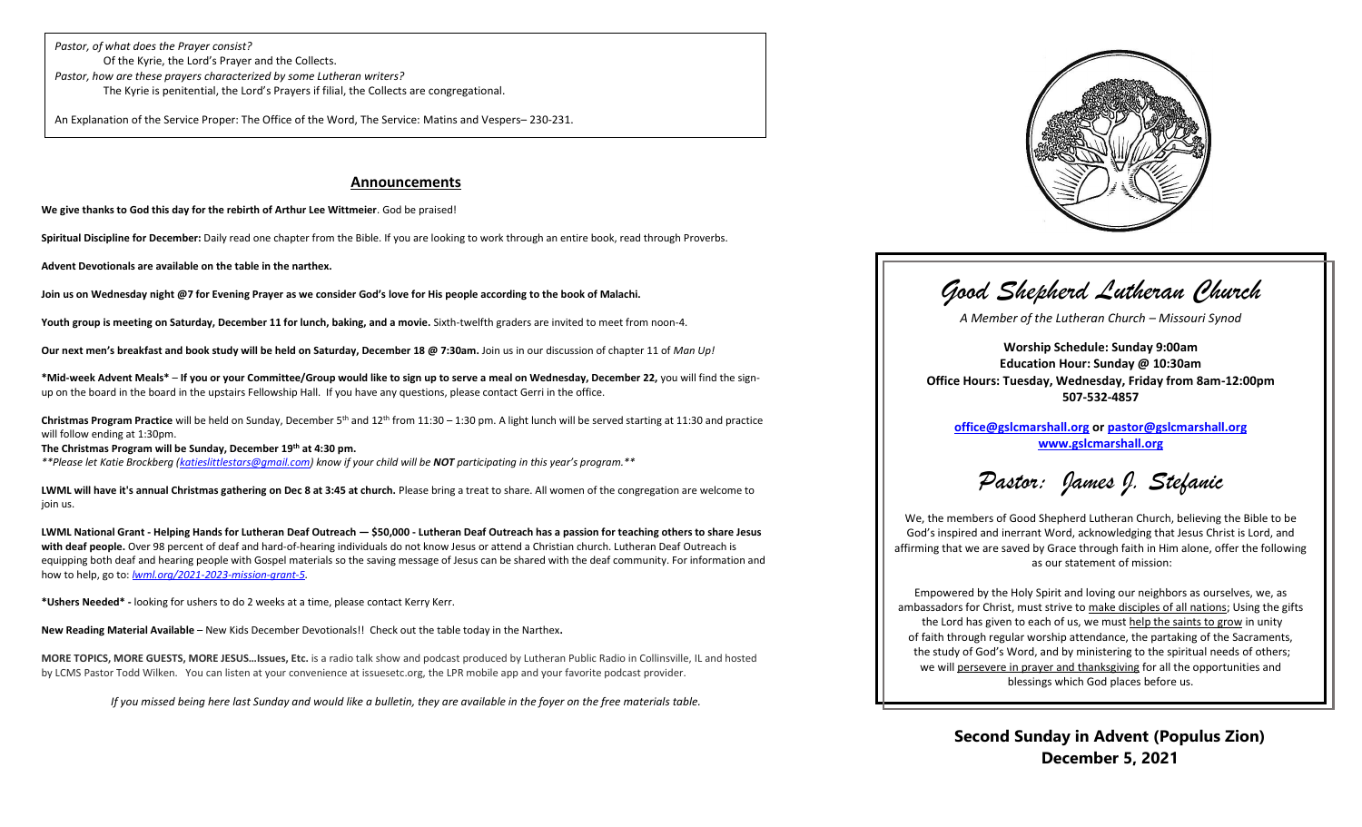*Pastor, of what does the Prayer consist?*

Of the Kyrie, the Lord's Prayer and the Collects.

*Pastor, how are these prayers characterized by some Lutheran writers?*

The Kyrie is penitential, the Lord's Prayers if filial, the Collects are congregational.

An Explanation of the Service Proper: The Office of the Word, The Service: Matins and Vespers– 230-231.

## Announcements

**We give thanks to God this day for the rebirth of Arthur Lee Wittmeier**. God be praised!

**Spiritual Discipline for December:** Daily read one chapter from the Bible. If you are looking to work through an entire book, read through Proverbs.

**Advent Devotionals are available on the table in the narthex.**

**Join us on Wednesday night @7 for Evening Prayer as we consider God's love for His people according to the book of Malachi.**

**Youth group is meeting on Saturday, December 11 for lunch, baking, and a movie.** Sixth-twelfth graders are invited to meet from noon-4.

**Our next men's breakfast and book study will be held on Saturday, December 18 @ 7:30am.** Join us in our discussion of chapter 11 of *Man Up!*

**\*Mid-week Advent Meals\*** – **If you or your Committee/Group would like to sign up to serve a meal on Wednesday, December 22,** you will find the sign-up on the board in the board in the upstairs Fellowship Hall. If you have any questions, please contact Gerri in the office.

**Christmas Program Practice** will be held on Sunday, December 5th and 12th from 11:30 – 1:30 pm. A light lunch will be served starting at 11:30 and practice will follow ending at 1:30pm.

**The Christmas Program will be Sunday, December 19th at 4:30 pm.**

*\*\*Please let Katie Brockberg (katieslittlestars@gmail.com) know if your child will be **NOT** participating in this year's program.\*\**

**LWML will have it's annual Christmas gathering on Dec 8 at 3:45 at church.** Please bring a treat to share. All women of the congregation are welcome to join us.

**LWML National Grant - Helping Hands for Lutheran Deaf Outreach — $50,000 - Lutheran Deaf Outreach has a passion for teaching others to share Jesus with deaf people.** Over 98 percent of deaf and hard-of-hearing individuals do not know Jesus or attend a Christian church. Lutheran Deaf Outreach is equipping both deaf and hearing people with Gospel materials so the saving message of Jesus can be shared with the deaf community. For information and how to help, go to: *lwml.org/2021-2023-mission-grant-5*.

**\*Ushers Needed\* -** looking for ushers to do 2 weeks at a time, please contact Kerry Kerr.

**New Reading Material Available** – New Kids December Devotionals!! Check out the table today in the Narthex**.**

**MORE TOPICS, MORE GUESTS, MORE JESUS…Issues, Etc.** is a radio talk show and podcast produced by Lutheran Public Radio in Collinsville, IL and hosted by LCMS Pastor Todd Wilken. You can listen at your convenience at issuesetc.org, the LPR mobile app and your favorite podcast provider.

*If you missed being here last Sunday and would like a bulletin, they are available in the foyer on the free materials table.*

# *Good Shepherd Lutheran Church*

*A Member of the Lutheran Church – Missouri Synod*

**Worship Schedule: Sunday 9:00am**
**Education Hour: Sunday @ 10:30am**
**Office Hours: Tuesday, Wednesday, Friday from 8am-12:00pm**
**507-532-4857**

**office@gslcmarshall.org or pastor@gslcmarshall.org**
**www.gslcmarshall.org**

## *Pastor: James J. Stefanic*

We, the members of Good Shepherd Lutheran Church, believing the Bible to be God's inspired and inerrant Word, acknowledging that Jesus Christ is Lord, and affirming that we are saved by Grace through faith in Him alone, offer the following as our statement of mission:

Empowered by the Holy Spirit and loving our neighbors as ourselves, we, as ambassadors for Christ, must strive to make disciples of all nations; Using the gifts the Lord has given to each of us, we must help the saints to grow in unity of faith through regular worship attendance, the partaking of the Sacraments, the study of God's Word, and by ministering to the spiritual needs of others; we will persevere in prayer and thanksgiving for all the opportunities and blessings which God places before us.

**Second Sunday in Advent (Populus Zion)**
**December 5, 2021**